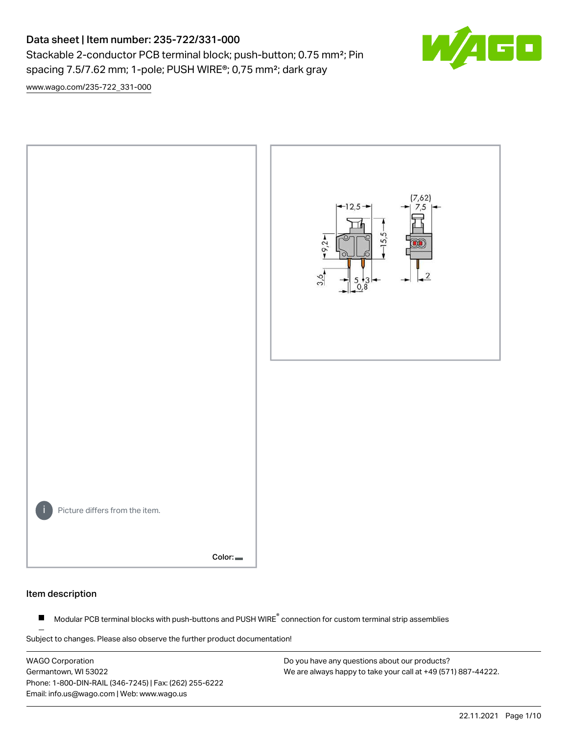# Data sheet | Item number: 235-722/331-000

Stackable 2-conductor PCB terminal block; push-button; 0.75 mm²; Pin spacing 7.5/7.62 mm; 1-pole; PUSH WIRE®; 0,75 mm²; dark gray

www.wago.com/235-722_331-000

Picture differs from the item.

Color:

## Item description

- Modular PCB terminal blocks with push-buttons and PUSH WIRE® connection for custom terminal strip assemblies

Subject to changes. Please also observe the further product documentation!

WAGO Corporation
Germantown, WI 53022
Phone: 1-800-DIN-RAIL (346-7245) | Fax: (262) 255-6222
Email: info.us@wago.com | Web: www.wago.us

Do you have any questions about our products?
We are always happy to take your call at +49 (571) 887-44222.

22.11.2021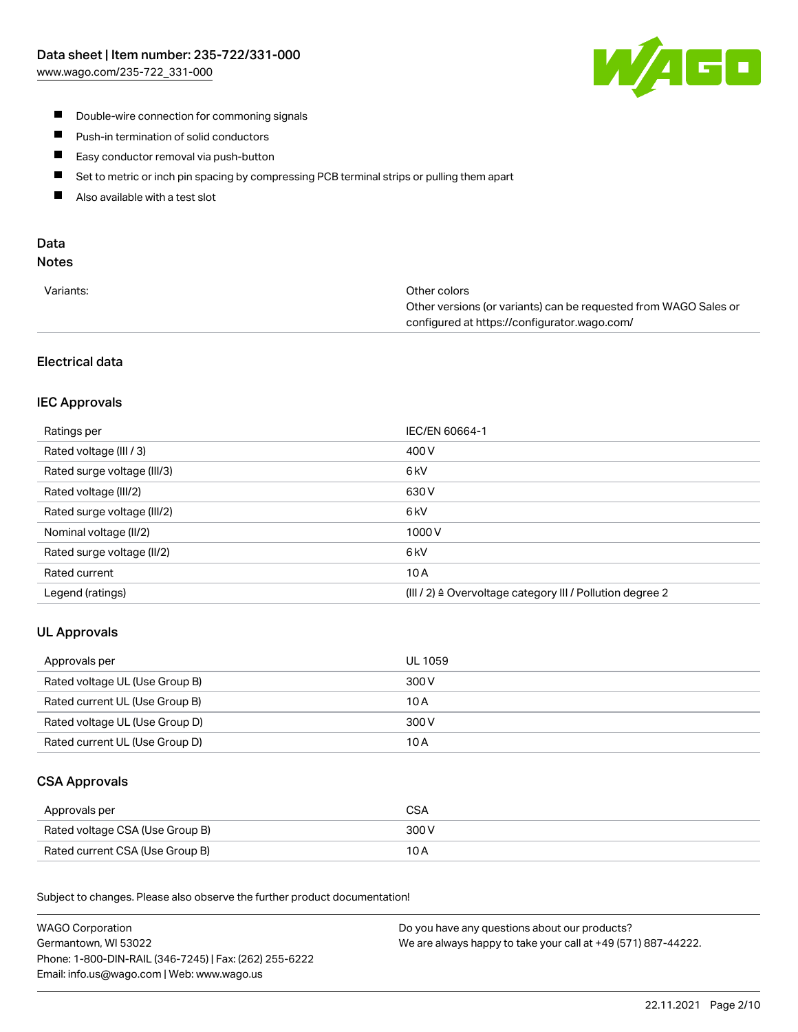- Double-wire connection for commoning signals
- Push-in termination of solid conductors
- Easy conductor removal via push-button
- Set to metric or inch pin spacing by compressing PCB terminal strips or pulling them apart
- Also available with a test slot

## Data

### Notes

| | |
|---|---|
| Variants: | Other colors<br>Other versions (or variants) can be requested from WAGO Sales or configured at https://configurator.wago.com/ |

### Electrical data

#### IEC Approvals

| | |
|---|---|
| Ratings per | IEC/EN 60664-1 |
| Rated voltage (III / 3) | 400 V |
| Rated surge voltage (III/3) | 6 kV |
| Rated voltage (III/2) | 630 V |
| Rated surge voltage (III/2) | 6 kV |
| Nominal voltage (II/2) | 1000 V |
| Rated surge voltage (II/2) | 6 kV |
| Rated current | 10 A |
| Legend (ratings) | (III / 2) ≙ Overvoltage category III / Pollution degree 2 |

#### UL Approvals

| | |
|---|---|
| Approvals per | UL 1059 |
| Rated voltage UL (Use Group B) | 300 V |
| Rated current UL (Use Group B) | 10 A |
| Rated voltage UL (Use Group D) | 300 V |
| Rated current UL (Use Group D) | 10 A |

#### CSA Approvals

| | |
|---|---|
| Approvals per | CSA |
| Rated voltage CSA (Use Group B) | 300 V |
| Rated current CSA (Use Group B) | 10 A |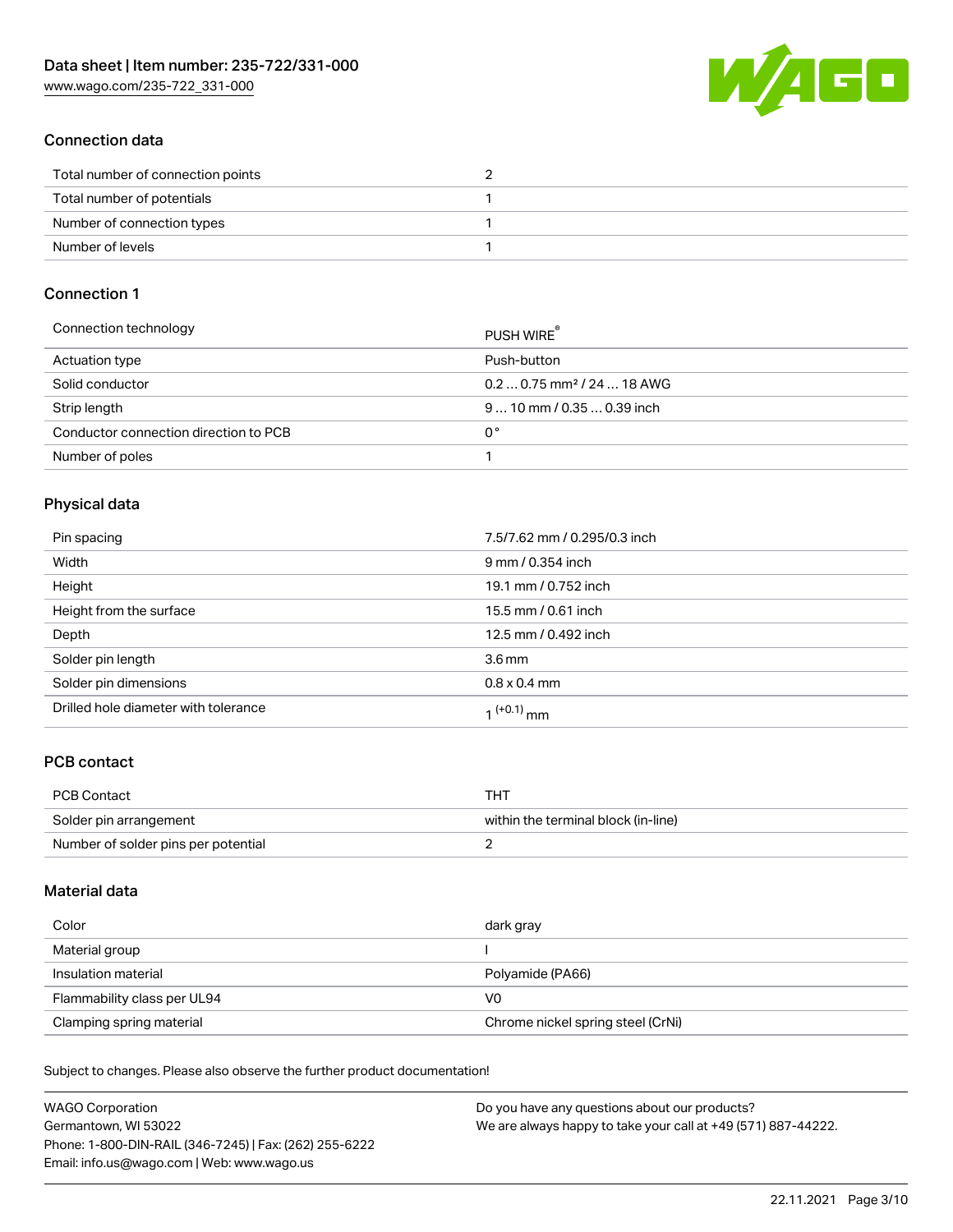## Connection data

| | |
|---|---|
| Total number of connection points | 2 |
| Total number of potentials | 1 |
| Number of connection types | 1 |
| Number of levels | 1 |

## Connection 1

| | |
|---|---|
| Connection technology | PUSH WIRE® |
| Actuation type | Push-button |
| Solid conductor | 0.2 … 0.75 mm² / 24 … 18 AWG |
| Strip length | 9 … 10 mm / 0.35 … 0.39 inch |
| Conductor connection direction to PCB | 0° |
| Number of poles | 1 |

## Physical data

| | |
|---|---|
| Pin spacing | 7.5/7.62 mm / 0.295/0.3 inch |
| Width | 9 mm / 0.354 inch |
| Height | 19.1 mm / 0.752 inch |
| Height from the surface | 15.5 mm / 0.61 inch |
| Depth | 12.5 mm / 0.492 inch |
| Solder pin length | 3.6 mm |
| Solder pin dimensions | 0.8 x 0.4 mm |
| Drilled hole diameter with tolerance | $1^{(+0.1)}$ mm |

## PCB contact

| | |
|---|---|
| PCB Contact | THT |
| Solder pin arrangement | within the terminal block (in-line) |
| Number of solder pins per potential | 2 |

## Material data

| | |
|---|---|
| Color | dark gray |
| Material group | I |
| Insulation material | Polyamide (PA66) |
| Flammability class per UL94 | V0 |
| Clamping spring material | Chrome nickel spring steel (CrNi) |

Subject to changes. Please also observe the further product documentation!

WAGO Corporation
Germantown, WI 53022
Phone: 1-800-DIN-RAIL (346-7245) | Fax: (262) 255-6222
Email: info.us@wago.com | Web: www.wago.us

Do you have any questions about our products?
We are always happy to take your call at +49 (571) 887-44222.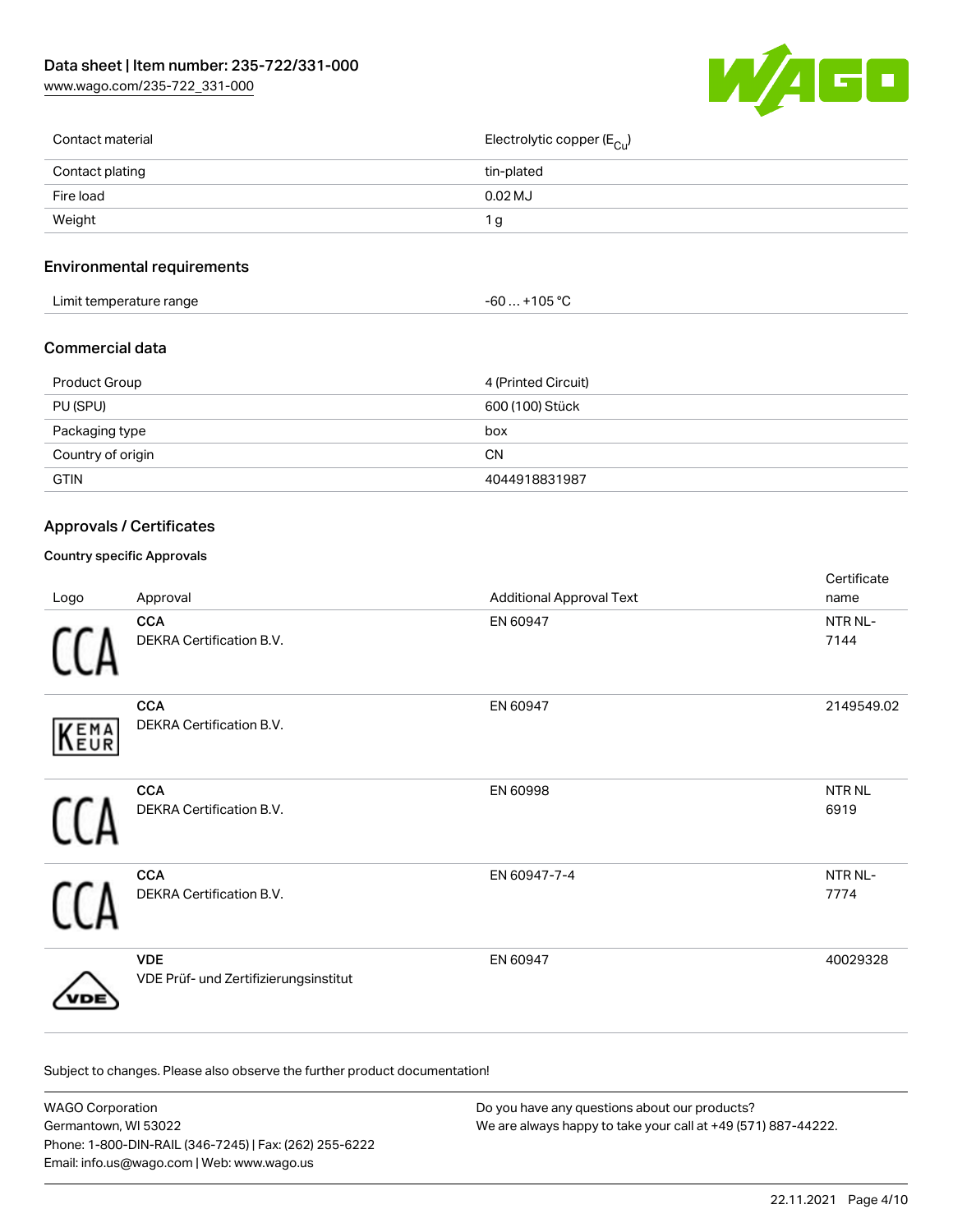| | |
|---|---|
| Contact material | Electrolytic copper ($E_{Cu}$) |
| Contact plating | tin-plated |
| Fire load | 0.02 MJ |
| Weight | 1 g |

## Environmental requirements

| | |
|---|---|
| Limit temperature range | -60 … +105 °C |

## Commercial data

| | |
|---|---|
| Product Group | 4 (Printed Circuit) |
| PU (SPU) | 600 (100) Stück |
| Packaging type | box |
| Country of origin | CN |
| GTIN | 4044918831987 |

## Approvals / Certificates

### Country specific Approvals

| Logo | Approval | Additional Approval Text | Certificate name |
|---|---|---|---|
| | **CCA** DEKRA Certification B.V. | EN 60947 | NTR NL-7144 |
| | **CCA** DEKRA Certification B.V. | EN 60947 | 2149549.02 |
| | **CCA** DEKRA Certification B.V. | EN 60998 | NTR NL 6919 |
| | **CCA** DEKRA Certification B.V. | EN 60947-7-4 | NTR NL-7774 |
| | **VDE** VDE Prüf- und Zertifizierungsinstitut | EN 60947 | 40029328 |

Subject to changes. Please also observe the further product documentation!

WAGO Corporation
Germantown, WI 53022
Phone: 1-800-DIN-RAIL (346-7245) | Fax: (262) 255-6222
Email: info.us@wago.com | Web: www.wago.us

Do you have any questions about our products?
We are always happy to take your call at +49 (571) 887-44222.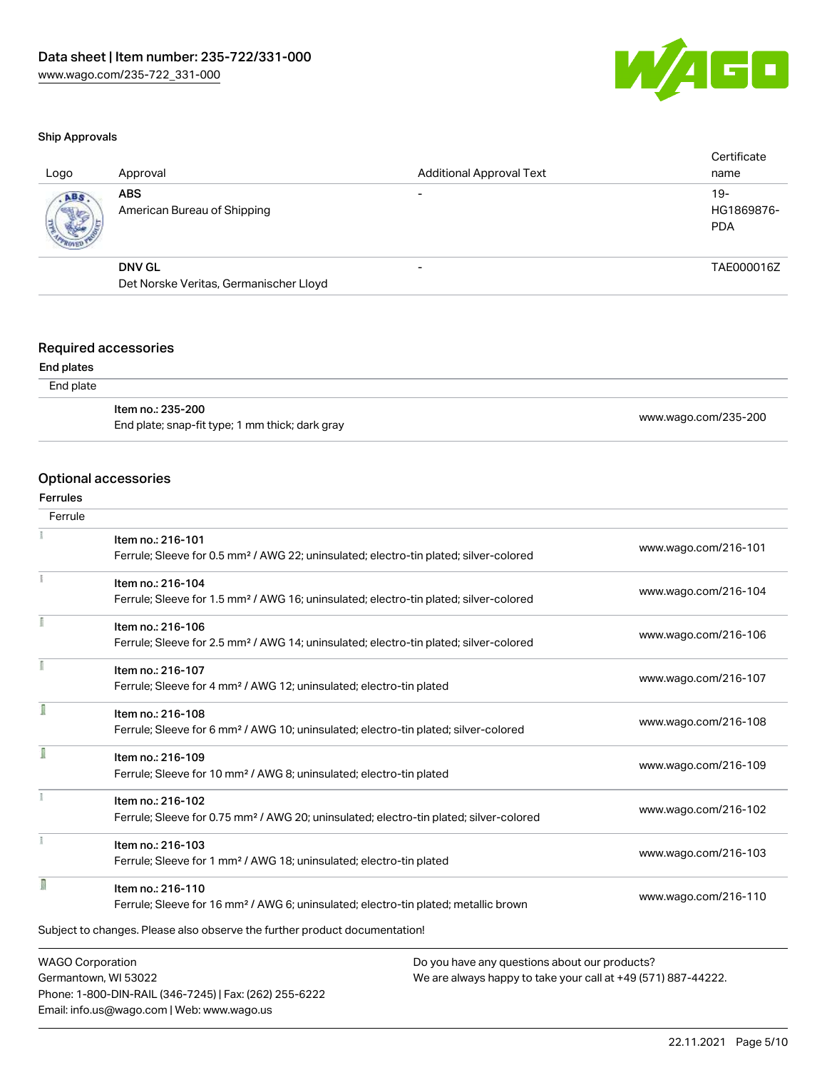#### Ship Approvals

| Logo | Approval | Additional Approval Text | Certificate name |
|---|---|---|---|
| | **ABS**<br>American Bureau of Shipping | - | 19-HG1869876-PDA |
| | **DNV GL**<br>Det Norske Veritas, Germanischer Lloyd | - | TAE000016Z |

## Required accessories

#### End plates

| End plate | |
|---|---|
| **Item no.: 235-200**<br>End plate; snap-fit type; 1 mm thick; dark gray | www.wago.com/235-200 |

## Optional accessories

#### Ferrules

| Ferrule | |
|---|---|
| **Item no.: 216-101**<br>Ferrule; Sleeve for 0.5 mm² / AWG 22; uninsulated; electro-tin plated; silver-colored | www.wago.com/216-101 |
| **Item no.: 216-104**<br>Ferrule; Sleeve for 1.5 mm² / AWG 16; uninsulated; electro-tin plated; silver-colored | www.wago.com/216-104 |
| **Item no.: 216-106**<br>Ferrule; Sleeve for 2.5 mm² / AWG 14; uninsulated; electro-tin plated; silver-colored | www.wago.com/216-106 |
| **Item no.: 216-107**<br>Ferrule; Sleeve for 4 mm² / AWG 12; uninsulated; electro-tin plated | www.wago.com/216-107 |
| **Item no.: 216-108**<br>Ferrule; Sleeve for 6 mm² / AWG 10; uninsulated; electro-tin plated; silver-colored | www.wago.com/216-108 |
| **Item no.: 216-109**<br>Ferrule; Sleeve for 10 mm² / AWG 8; uninsulated; electro-tin plated | www.wago.com/216-109 |
| **Item no.: 216-102**<br>Ferrule; Sleeve for 0.75 mm² / AWG 20; uninsulated; electro-tin plated; silver-colored | www.wago.com/216-102 |
| **Item no.: 216-103**<br>Ferrule; Sleeve for 1 mm² / AWG 18; uninsulated; electro-tin plated | www.wago.com/216-103 |
| **Item no.: 216-110**<br>Ferrule; Sleeve for 16 mm² / AWG 6; uninsulated; electro-tin plated; metallic brown | www.wago.com/216-110 |

Subject to changes. Please also observe the further product documentation!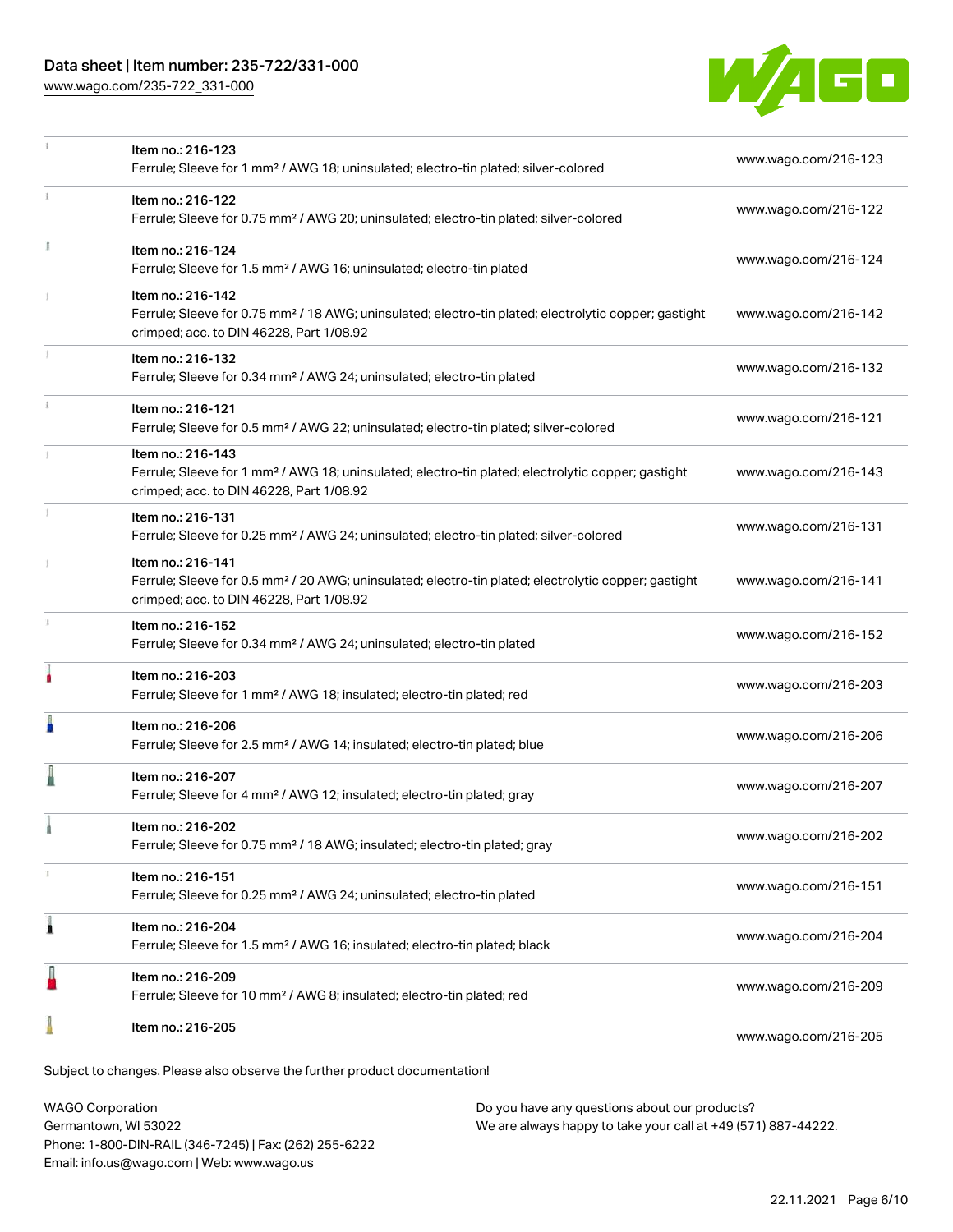| | | |
|---|---|---|
| | Item no.: 216-123<br>Ferrule; Sleeve for 1 mm² / AWG 18; uninsulated; electro-tin plated; silver-colored | www.wago.com/216-123 |
| | Item no.: 216-122<br>Ferrule; Sleeve for 0.75 mm² / AWG 20; uninsulated; electro-tin plated; silver-colored | www.wago.com/216-122 |
| | Item no.: 216-124<br>Ferrule; Sleeve for 1.5 mm² / AWG 16; uninsulated; electro-tin plated | www.wago.com/216-124 |
| | Item no.: 216-142<br>Ferrule; Sleeve for 0.75 mm² / 18 AWG; uninsulated; electro-tin plated; electrolytic copper; gastight crimped; acc. to DIN 46228, Part 1/08.92 | www.wago.com/216-142 |
| | Item no.: 216-132<br>Ferrule; Sleeve for 0.34 mm² / AWG 24; uninsulated; electro-tin plated | www.wago.com/216-132 |
| | Item no.: 216-121<br>Ferrule; Sleeve for 0.5 mm² / AWG 22; uninsulated; electro-tin plated; silver-colored | www.wago.com/216-121 |
| | Item no.: 216-143<br>Ferrule; Sleeve for 1 mm² / AWG 18; uninsulated; electro-tin plated; electrolytic copper; gastight crimped; acc. to DIN 46228, Part 1/08.92 | www.wago.com/216-143 |
| | Item no.: 216-131<br>Ferrule; Sleeve for 0.25 mm² / AWG 24; uninsulated; electro-tin plated; silver-colored | www.wago.com/216-131 |
| | Item no.: 216-141<br>Ferrule; Sleeve for 0.5 mm² / 20 AWG; uninsulated; electro-tin plated; electrolytic copper; gastight crimped; acc. to DIN 46228, Part 1/08.92 | www.wago.com/216-141 |
| | Item no.: 216-152<br>Ferrule; Sleeve for 0.34 mm² / AWG 24; uninsulated; electro-tin plated | www.wago.com/216-152 |
| | Item no.: 216-203<br>Ferrule; Sleeve for 1 mm² / AWG 18; insulated; electro-tin plated; red | www.wago.com/216-203 |
| | Item no.: 216-206<br>Ferrule; Sleeve for 2.5 mm² / AWG 14; insulated; electro-tin plated; blue | www.wago.com/216-206 |
| | Item no.: 216-207<br>Ferrule; Sleeve for 4 mm² / AWG 12; insulated; electro-tin plated; gray | www.wago.com/216-207 |
| | Item no.: 216-202<br>Ferrule; Sleeve for 0.75 mm² / 18 AWG; insulated; electro-tin plated; gray | www.wago.com/216-202 |
| | Item no.: 216-151<br>Ferrule; Sleeve for 0.25 mm² / AWG 24; uninsulated; electro-tin plated | www.wago.com/216-151 |
| | Item no.: 216-204<br>Ferrule; Sleeve for 1.5 mm² / AWG 16; insulated; electro-tin plated; black | www.wago.com/216-204 |
| | Item no.: 216-209<br>Ferrule; Sleeve for 10 mm² / AWG 8; insulated; electro-tin plated; red | www.wago.com/216-209 |
| | Item no.: 216-205 | www.wago.com/216-205 |

Subject to changes. Please also observe the further product documentation!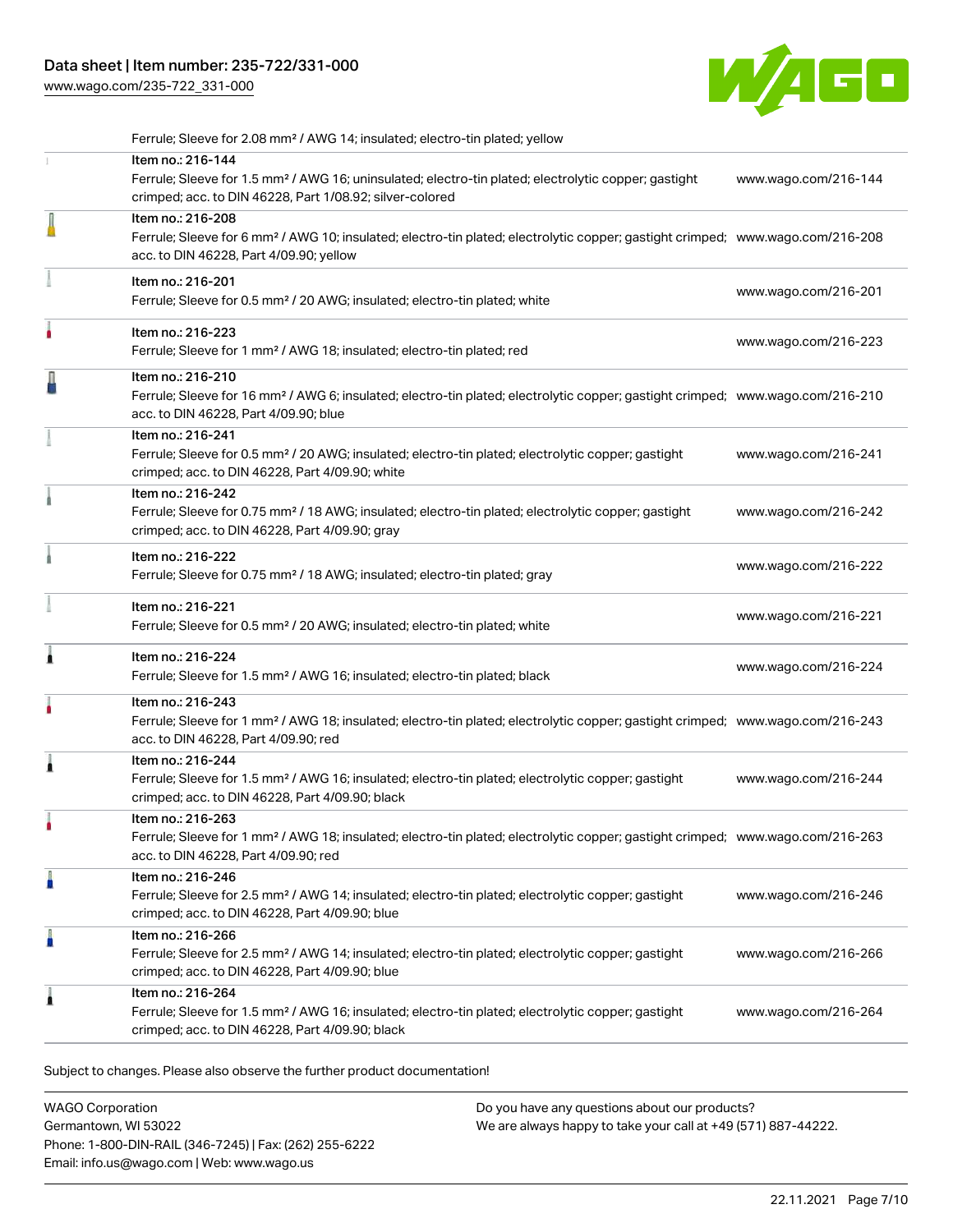Ferrule; Sleeve for 2.08 mm² / AWG 14; insulated; electro-tin plated; yellow

| Item | Link |
| --- | --- |
| Item no.: 216-144<br>Ferrule; Sleeve for 1.5 mm² / AWG 16; uninsulated; electro-tin plated; electrolytic copper; gastight crimped; acc. to DIN 46228, Part 1/08.92; silver-colored | www.wago.com/216-144 |
| Item no.: 216-208<br>Ferrule; Sleeve for 6 mm² / AWG 10; insulated; electro-tin plated; electrolytic copper; gastight crimped; acc. to DIN 46228, Part 4/09.90; yellow | www.wago.com/216-208 |
| Item no.: 216-201<br>Ferrule; Sleeve for 0.5 mm² / 20 AWG; insulated; electro-tin plated; white | www.wago.com/216-201 |
| Item no.: 216-223<br>Ferrule; Sleeve for 1 mm² / AWG 18; insulated; electro-tin plated; red | www.wago.com/216-223 |
| Item no.: 216-210<br>Ferrule; Sleeve for 16 mm² / AWG 6; insulated; electro-tin plated; electrolytic copper; gastight crimped; acc. to DIN 46228, Part 4/09.90; blue | www.wago.com/216-210 |
| Item no.: 216-241<br>Ferrule; Sleeve for 0.5 mm² / 20 AWG; insulated; electro-tin plated; electrolytic copper; gastight crimped; acc. to DIN 46228, Part 4/09.90; white | www.wago.com/216-241 |
| Item no.: 216-242<br>Ferrule; Sleeve for 0.75 mm² / 18 AWG; insulated; electro-tin plated; electrolytic copper; gastight crimped; acc. to DIN 46228, Part 4/09.90; gray | www.wago.com/216-242 |
| Item no.: 216-222<br>Ferrule; Sleeve for 0.75 mm² / 18 AWG; insulated; electro-tin plated; gray | www.wago.com/216-222 |
| Item no.: 216-221<br>Ferrule; Sleeve for 0.5 mm² / 20 AWG; insulated; electro-tin plated; white | www.wago.com/216-221 |
| Item no.: 216-224<br>Ferrule; Sleeve for 1.5 mm² / AWG 16; insulated; electro-tin plated; black | www.wago.com/216-224 |
| Item no.: 216-243<br>Ferrule; Sleeve for 1 mm² / AWG 18; insulated; electro-tin plated; electrolytic copper; gastight crimped; acc. to DIN 46228, Part 4/09.90; red | www.wago.com/216-243 |
| Item no.: 216-244<br>Ferrule; Sleeve for 1.5 mm² / AWG 16; insulated; electro-tin plated; electrolytic copper; gastight crimped; acc. to DIN 46228, Part 4/09.90; black | www.wago.com/216-244 |
| Item no.: 216-263<br>Ferrule; Sleeve for 1 mm² / AWG 18; insulated; electro-tin plated; electrolytic copper; gastight crimped; acc. to DIN 46228, Part 4/09.90; red | www.wago.com/216-263 |
| Item no.: 216-246<br>Ferrule; Sleeve for 2.5 mm² / AWG 14; insulated; electro-tin plated; electrolytic copper; gastight crimped; acc. to DIN 46228, Part 4/09.90; blue | www.wago.com/216-246 |
| Item no.: 216-266<br>Ferrule; Sleeve for 2.5 mm² / AWG 14; insulated; electro-tin plated; electrolytic copper; gastight crimped; acc. to DIN 46228, Part 4/09.90; blue | www.wago.com/216-266 |
| Item no.: 216-264<br>Ferrule; Sleeve for 1.5 mm² / AWG 16; insulated; electro-tin plated; electrolytic copper; gastight crimped; acc. to DIN 46228, Part 4/09.90; black | www.wago.com/216-264 |

Subject to changes. Please also observe the further product documentation!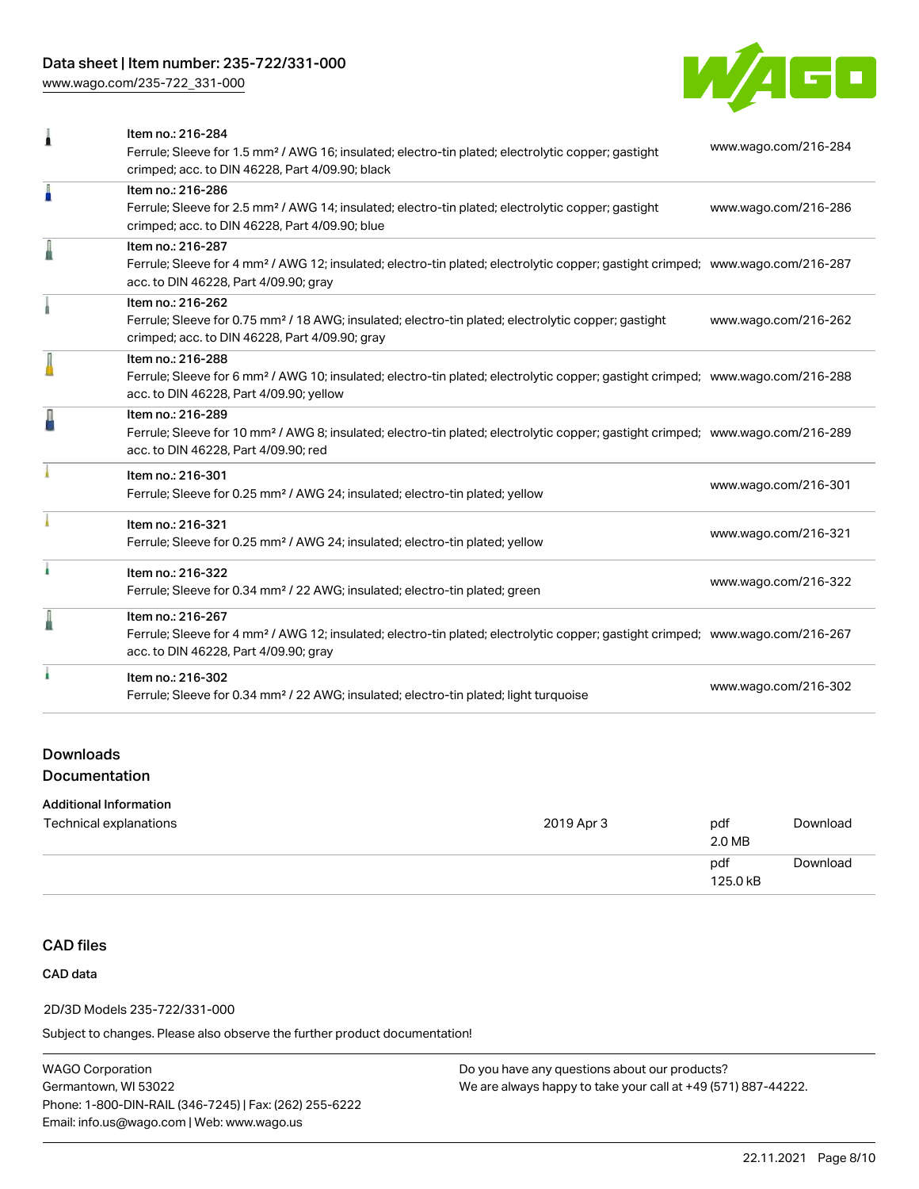| Item | URL |
|---|---|
| Item no.: 216-284<br>Ferrule; Sleeve for 1.5 mm² / AWG 16; insulated; electro-tin plated; electrolytic copper; gastight crimped; acc. to DIN 46228, Part 4/09.90; black | www.wago.com/216-284 |
| Item no.: 216-286<br>Ferrule; Sleeve for 2.5 mm² / AWG 14; insulated; electro-tin plated; electrolytic copper; gastight crimped; acc. to DIN 46228, Part 4/09.90; blue | www.wago.com/216-286 |
| Item no.: 216-287<br>Ferrule; Sleeve for 4 mm² / AWG 12; insulated; electro-tin plated; electrolytic copper; gastight crimped; acc. to DIN 46228, Part 4/09.90; gray | www.wago.com/216-287 |
| Item no.: 216-262<br>Ferrule; Sleeve for 0.75 mm² / 18 AWG; insulated; electro-tin plated; electrolytic copper; gastight crimped; acc. to DIN 46228, Part 4/09.90; gray | www.wago.com/216-262 |
| Item no.: 216-288<br>Ferrule; Sleeve for 6 mm² / AWG 10; insulated; electro-tin plated; electrolytic copper; gastight crimped; acc. to DIN 46228, Part 4/09.90; yellow | www.wago.com/216-288 |
| Item no.: 216-289<br>Ferrule; Sleeve for 10 mm² / AWG 8; insulated; electro-tin plated; electrolytic copper; gastight crimped; acc. to DIN 46228, Part 4/09.90; red | www.wago.com/216-289 |
| Item no.: 216-301<br>Ferrule; Sleeve for 0.25 mm² / AWG 24; insulated; electro-tin plated; yellow | www.wago.com/216-301 |
| Item no.: 216-321<br>Ferrule; Sleeve for 0.25 mm² / AWG 24; insulated; electro-tin plated; yellow | www.wago.com/216-321 |
| Item no.: 216-322<br>Ferrule; Sleeve for 0.34 mm² / 22 AWG; insulated; electro-tin plated; green | www.wago.com/216-322 |
| Item no.: 216-267<br>Ferrule; Sleeve for 4 mm² / AWG 12; insulated; electro-tin plated; electrolytic copper; gastight crimped; acc. to DIN 46228, Part 4/09.90; gray | www.wago.com/216-267 |
| Item no.: 216-302<br>Ferrule; Sleeve for 0.34 mm² / 22 AWG; insulated; electro-tin plated; light turquoise | www.wago.com/216-302 |

## Downloads

### Documentation

#### Additional Information

| | | | |
|---|---|---|---|
| Technical explanations | 2019 Apr 3 | pdf<br>2.0 MB | Download |
| | | pdf<br>125.0 kB | Download |

## CAD files

### CAD data

2D/3D Models 235-722/331-000

Subject to changes. Please also observe the further product documentation!

WAGO Corporation
Germantown, WI 53022
Phone: 1-800-DIN-RAIL (346-7245) | Fax: (262) 255-6222
Email: info.us@wago.com | Web: www.wago.us

Do you have any questions about our products?
We are always happy to take your call at +49 (571) 887-44222.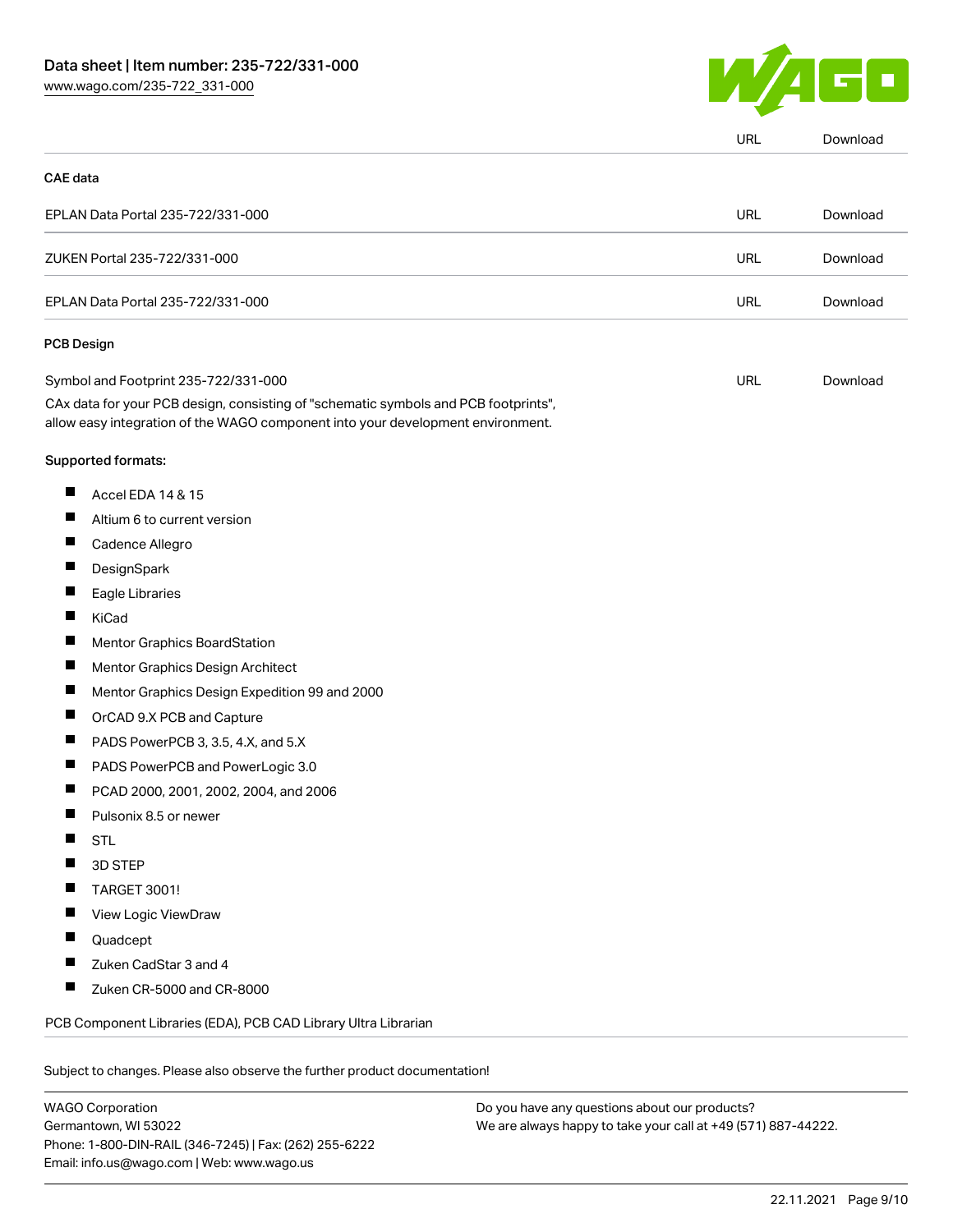| | URL | Download |
|---|---|---|

### CAE data

| | | |
|---|---|---|
| EPLAN Data Portal 235-722/331-000 | URL | Download |
| ZUKEN Portal 235-722/331-000 | URL | Download |
| EPLAN Data Portal 235-722/331-000 | URL | Download |

### PCB Design

| | | |
|---|---|---|
| Symbol and Footprint 235-722/331-000 | URL | Download |

CAx data for your PCB design, consisting of "schematic symbols and PCB footprints", allow easy integration of the WAGO component into your development environment.

Supported formats:

- Accel EDA 14 & 15
- Altium 6 to current version
- Cadence Allegro
- DesignSpark
- Eagle Libraries
- KiCad
- Mentor Graphics BoardStation
- Mentor Graphics Design Architect
- Mentor Graphics Design Expedition 99 and 2000
- OrCAD 9.X PCB and Capture
- PADS PowerPCB 3, 3.5, 4.X, and 5.X
- PADS PowerPCB and PowerLogic 3.0
- PCAD 2000, 2001, 2002, 2004, and 2006
- Pulsonix 8.5 or newer
- STL
- 3D STEP
- TARGET 3001!
- View Logic ViewDraw
- Quadcept
- Zuken CadStar 3 and 4
- Zuken CR-5000 and CR-8000

PCB Component Libraries (EDA), PCB CAD Library Ultra Librarian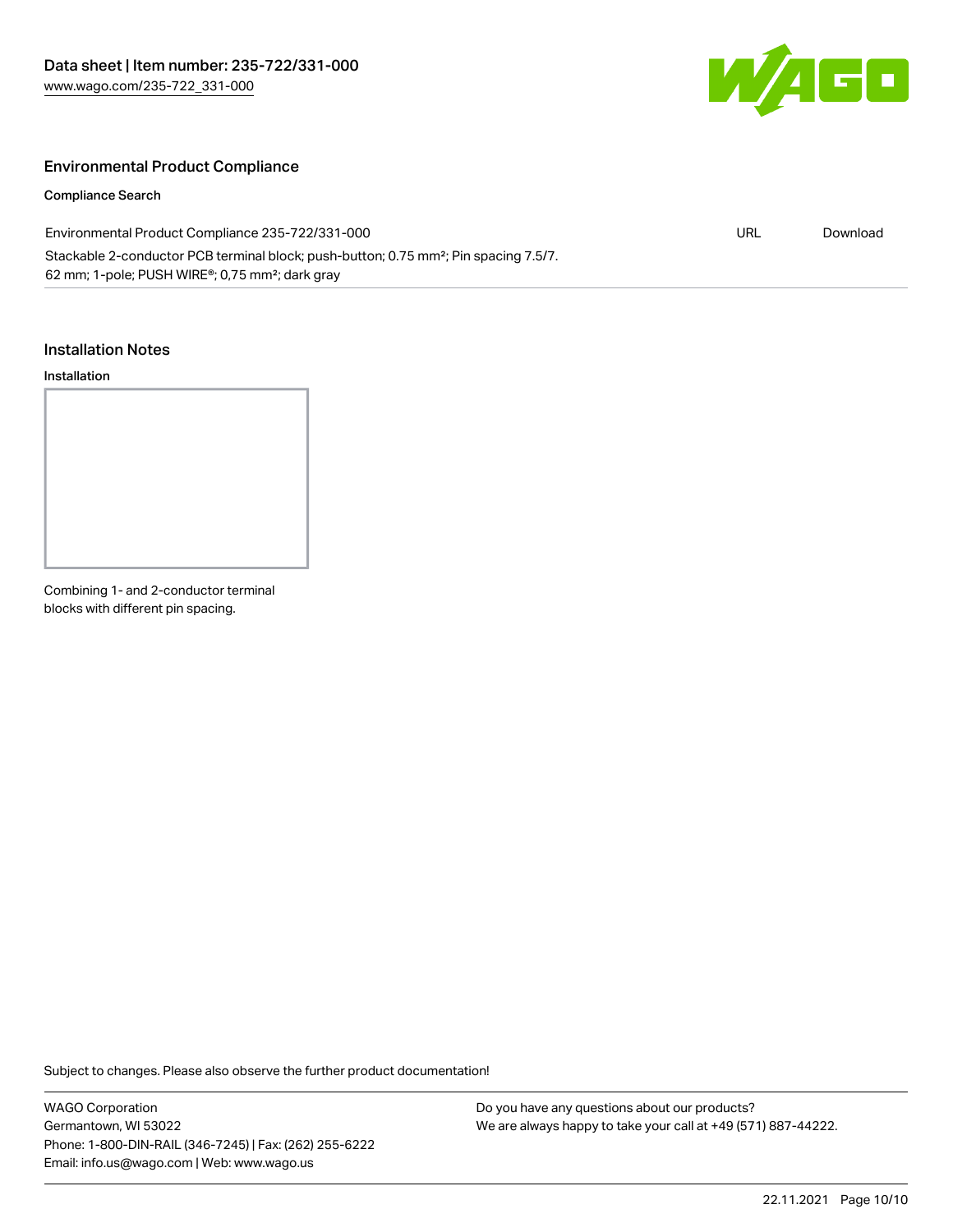## Environmental Product Compliance

### Compliance Search

| | | |
|---|---|---|
| Environmental Product Compliance 235-722/331-000 | URL | Download |
| Stackable 2-conductor PCB terminal block; push-button; 0.75 mm²; Pin spacing 7.5/7.62 mm; 1-pole; PUSH WIRE®; 0,75 mm²; dark gray | | |

## Installation Notes

### Installation

Combining 1- and 2-conductor terminal blocks with different pin spacing.

Subject to changes. Please also observe the further product documentation!

WAGO Corporation
Germantown, WI 53022
Phone: 1-800-DIN-RAIL (346-7245) | Fax: (262) 255-6222
Email: info.us@wago.com | Web: www.wago.us

Do you have any questions about our products?
We are always happy to take your call at +49 (571) 887-44222.